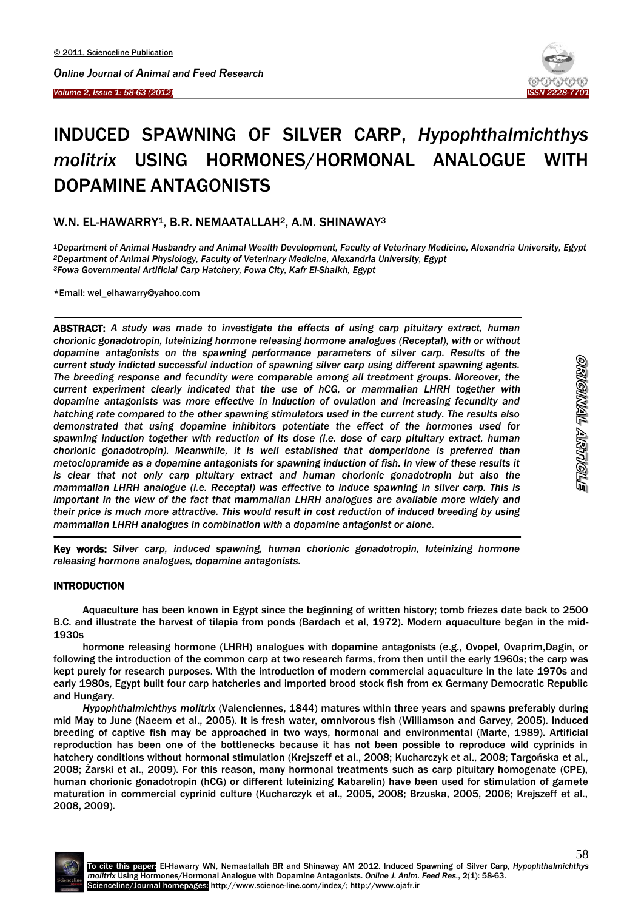# INDUCED SPAWNING OF SILVER CARP, *Hypophthalmichthys molitrix* USING HORMONES/HORMONAL ANALOGUE WITH DOPAMINE ANTAGONISTS

W.N. EL-HAWARRY[1], B.R. NEMAATALLAH[2], A.M. SHINAWAY[3]

[1]*Department of Animal Husbandry and Animal Wealth Development, Faculty of Veterinary Medicine, Alexandria University, Egypt*
[2]*Department of Animal Physiology, Faculty of Veterinary Medicine, Alexandria University, Egypt*
[3]*Fowa Governmental Artificial Carp Hatchery, Fowa City, Kafr El-Shaikh, Egypt*

*Email: wel_elhawarry@yahoo.com

**ABSTRACT:** *A study was made to investigate the effects of using carp pituitary extract, human chorionic gonadotropin, luteinizing hormone releasing hormone analogues (Receptal), with or without dopamine antagonists on the spawning performance parameters of silver carp. Results of the current study indicted successful induction of spawning silver carp using different spawning agents. The breeding response and fecundity were comparable among all treatment groups. Moreover, the current experiment clearly indicated that the use of hCG, or mammalian LHRH together with dopamine antagonists was more effective in induction of ovulation and increasing fecundity and hatching rate compared to the other spawning stimulators used in the current study. The results also demonstrated that using dopamine inhibitors potentiate the effect of the hormones used for spawning induction together with reduction of its dose (i.e. dose of carp pituitary extract, human chorionic gonadotropin). Meanwhile, it is well established that domperidone is preferred than metoclopramide as a dopamine antagonists for spawning induction of fish. In view of these results it is clear that not only carp pituitary extract and human chorionic gonadotropin but also the mammalian LHRH analogue (i.e. Receptal) was effective to induce spawning in silver carp. This is important in the view of the fact that mammalian LHRH analogues are available more widely and their price is much more attractive. This would result in cost reduction of induced breeding by using mammalian LHRH analogues in combination with a dopamine antagonist or alone.*

**Key words:** *Silver carp, induced spawning, human chorionic gonadotropin, luteinizing hormone releasing hormone analogues, dopamine antagonists.*

ORIGINAL ARTICLE

## INTRODUCTION

Aquaculture has been known in Egypt since the beginning of written history; tomb friezes date back to 2500 B.C. and illustrate the harvest of tilapia from ponds (Bardach et al, 1972). Modern aquaculture began in the mid-1930s

hormone releasing hormone (LHRH) analogues with dopamine antagonists (e.g., Ovopel, Ovaprim,Dagin, or following the introduction of the common carp at two research farms, from then until the early 1960s; the carp was kept purely for research purposes. With the introduction of modern commercial aquaculture in the late 1970s and early 1980s, Egypt built four carp hatcheries and imported brood stock fish from ex Germany Democratic Republic and Hungary.

*Hypophthalmichthys molitrix* (Valenciennes, 1844) matures within three years and spawns preferably during mid May to June (Naeem et al., 2005). It is fresh water, omnivorous fish (Williamson and Garvey, 2005). Induced breeding of captive fish may be approached in two ways, hormonal and environmental (Marte, 1989). Artificial reproduction has been one of the bottlenecks because it has not been possible to reproduce wild cyprinids in hatchery conditions without hormonal stimulation (Krejszeff et al., 2008; Kucharczyk et al., 2008; Targońska et al., 2008; Żarski et al., 2009). For this reason, many hormonal treatments such as carp pituitary homogenate (CPE), human chorionic gonadotropin (hCG) or different luteinizing Kabarelin) have been used for stimulation of gamete maturation in commercial cyprinid culture (Kucharczyk et al., 2005, 2008; Brzuska, 2005, 2006; Krejszeff et al., 2008, 2009).

**To cite this paper:** El-Hawarry WN, Nemaatallah BR and Shinaway AM 2012. Induced Spawning of Silver Carp, *Hypophthalmichthys molitrix* Using Hormones/Hormonal Analogue with Dopamine Antagonists. *Online J. Anim. Feed Res.*, 2(1): 58-63.
Scienceline/Journal homepages: http://www.science-line.com/index/; http://www.ojafr.ir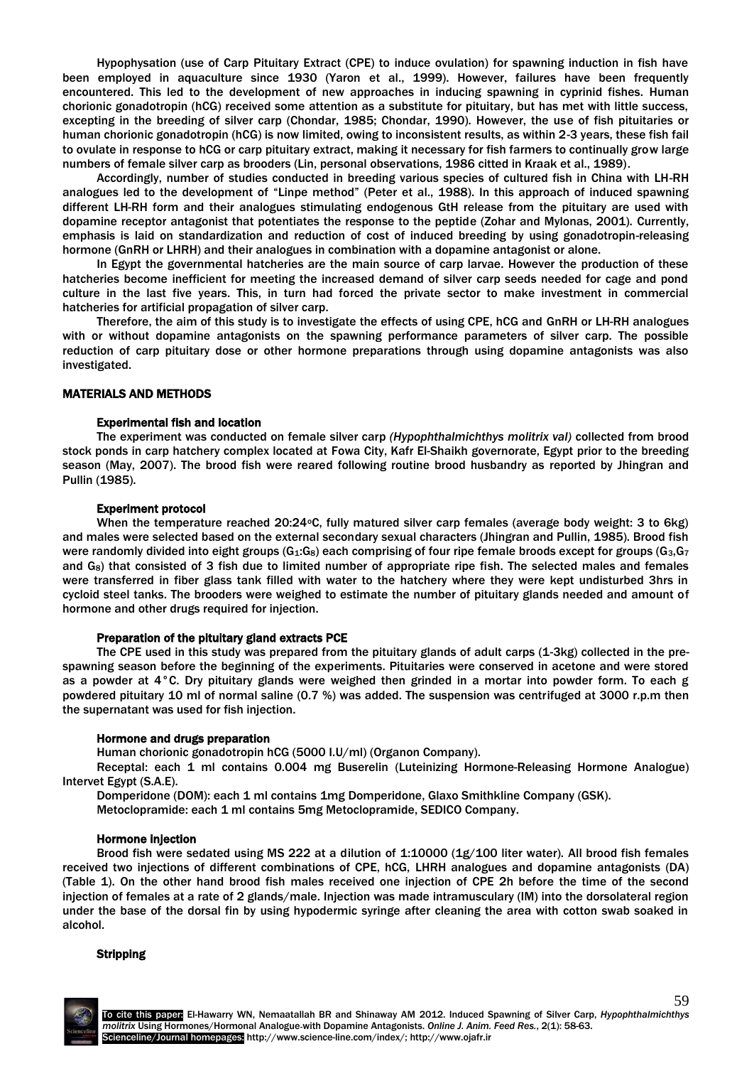Hypophysation (use of Carp Pituitary Extract (CPE) to induce ovulation) for spawning induction in fish have been employed in aquaculture since 1930 (Yaron et al., 1999). However, failures have been frequently encountered. This led to the development of new approaches in inducing spawning in cyprinid fishes. Human chorionic gonadotropin (hCG) received some attention as a substitute for pituitary, but has met with little success, excepting in the breeding of silver carp (Chondar, 1985; Chondar, 1990). However, the use of fish pituitaries or human chorionic gonadotropin (hCG) is now limited, owing to inconsistent results, as within 2-3 years, these fish fail to ovulate in response to hCG or carp pituitary extract, making it necessary for fish farmers to continually grow large numbers of female silver carp as brooders (Lin, personal observations, 1986 citted in Kraak et al., 1989).

Accordingly, number of studies conducted in breeding various species of cultured fish in China with LH-RH analogues led to the development of "Linpe method" (Peter et al., 1988). In this approach of induced spawning different LH-RH form and their analogues stimulating endogenous GtH release from the pituitary are used with dopamine receptor antagonist that potentiates the response to the peptide (Zohar and Mylonas, 2001). Currently, emphasis is laid on standardization and reduction of cost of induced breeding by using gonadotropin-releasing hormone (GnRH or LHRH) and their analogues in combination with a dopamine antagonist or alone.

In Egypt the governmental hatcheries are the main source of carp larvae. However the production of these hatcheries become inefficient for meeting the increased demand of silver carp seeds needed for cage and pond culture in the last five years. This, in turn had forced the private sector to make investment in commercial hatcheries for artificial propagation of silver carp.

Therefore, the aim of this study is to investigate the effects of using CPE, hCG and GnRH or LH-RH analogues with or without dopamine antagonists on the spawning performance parameters of silver carp. The possible reduction of carp pituitary dose or other hormone preparations through using dopamine antagonists was also investigated.

## MATERIALS AND METHODS

### Experimental fish and location

The experiment was conducted on female silver carp *(Hypophthalmichthys molitrix val)* collected from brood stock ponds in carp hatchery complex located at Fowa City, Kafr El-Shaikh governorate, Egypt prior to the breeding season (May, 2007). The brood fish were reared following routine brood husbandry as reported by Jhingran and Pullin (1985).

### Experiment protocol

When the temperature reached 20:24°C, fully matured silver carp females (average body weight: 3 to 6kg) and males were selected based on the external secondary sexual characters (Jhingran and Pullin, 1985). Brood fish were randomly divided into eight groups ($G_1$:$G_8$) each comprising of four ripe female broods except for groups ($G_3$,$G_7$ and $G_8$) that consisted of 3 fish due to limited number of appropriate ripe fish. The selected males and females were transferred in fiber glass tank filled with water to the hatchery where they were kept undisturbed 3hrs in cycloid steel tanks. The brooders were weighed to estimate the number of pituitary glands needed and amount of hormone and other drugs required for injection.

### Preparation of the pituitary gland extracts PCE

The CPE used in this study was prepared from the pituitary glands of adult carps (1-3kg) collected in the pre-spawning season before the beginning of the experiments. Pituitaries were conserved in acetone and were stored as a powder at 4°C. Dry pituitary glands were weighed then grinded in a mortar into powder form. To each g powdered pituitary 10 ml of normal saline (0.7 %) was added. The suspension was centrifuged at 3000 r.p.m then the supernatant was used for fish injection.

### Hormone and drugs preparation

Human chorionic gonadotropin hCG (5000 I.U/ml) (Organon Company).

Receptal: each 1 ml contains 0.004 mg Buserelin (Luteinizing Hormone-Releasing Hormone Analogue) Intervet Egypt (S.A.E).

Domperidone (DOM): each 1 ml contains 1mg Domperidone, Glaxo Smithkline Company (GSK).

Metoclopramide: each 1 ml contains 5mg Metoclopramide, SEDICO Company.

### Hormone injection

Brood fish were sedated using MS 222 at a dilution of 1:10000 (1g/100 liter water). All brood fish females received two injections of different combinations of CPE, hCG, LHRH analogues and dopamine antagonists (DA) (Table 1). On the other hand brood fish males received one injection of CPE 2h before the time of the second injection of females at a rate of 2 glands/male. Injection was made intramuscularly (IM) into the dorsolateral region under the base of the dorsal fin by using hypodermic syringe after cleaning the area with cotton swab soaked in alcohol.

### Stripping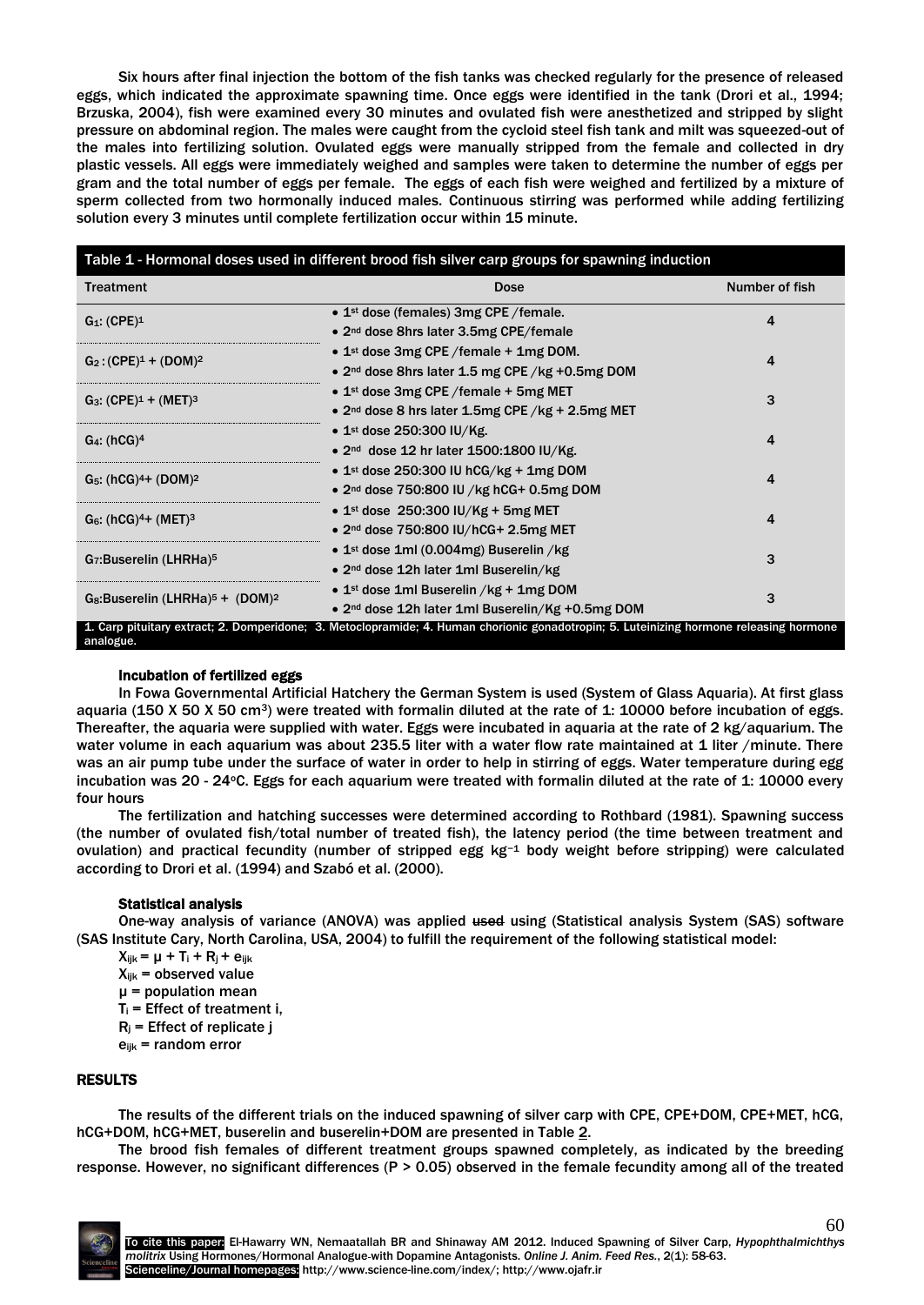Six hours after final injection the bottom of the fish tanks was checked regularly for the presence of released eggs, which indicated the approximate spawning time. Once eggs were identified in the tank (Drori et al., 1994; Brzuska, 2004), fish were examined every 30 minutes and ovulated fish were anesthetized and stripped by slight pressure on abdominal region. The males were caught from the cycloid steel fish tank and milt was squeezed-out of the males into fertilizing solution. Ovulated eggs were manually stripped from the female and collected in dry plastic vessels. All eggs were immediately weighed and samples were taken to determine the number of eggs per gram and the total number of eggs per female. The eggs of each fish were weighed and fertilized by a mixture of sperm collected from two hormonally induced males. Continuous stirring was performed while adding fertilizing solution every 3 minutes until complete fertilization occur within 15 minute.

**Table 1 - Hormonal doses used in different brood fish silver carp groups for spawning induction**

| Treatment | Dose | Number of fish |
|---|---|---|
| $G_1$: (CPE)[1] | • 1st dose (females) 3mg CPE /female.<br>• 2nd dose 8hrs later 3.5mg CPE/female | 4 |
| $G_2$: (CPE)[1] + (DOM)[2] | • 1st dose 3mg CPE /female + 1mg DOM.<br>• 2nd dose 8hrs later 1.5 mg CPE /kg +0.5mg DOM | 4 |
| $G_3$: (CPE)[1] + (MET)[3] | • 1st dose 3mg CPE /female + 5mg MET<br>• 2nd dose 8 hrs later 1.5mg CPE /kg + 2.5mg MET | 3 |
| $G_4$: (hCG)[4] | • 1st dose 250:300 IU/Kg.<br>• 2nd dose 12 hr later 1500:1800 IU/Kg. | 4 |
| $G_5$: (hCG)[4]+ (DOM)[2] | • 1st dose 250:300 IU hCG/kg + 1mg DOM<br>• 2nd dose 750:800 IU /kg hCG+ 0.5mg DOM | 4 |
| $G_6$: (hCG)[4]+ (MET)[3] | • 1st dose 250:300 IU/Kg + 5mg MET<br>• 2nd dose 750:800 IU/hCG+ 2.5mg MET | 4 |
| $G_7$:Buserelin (LHRHa)[5] | • 1st dose 1ml (0.004mg) Buserelin /kg<br>• 2nd dose 12h later 1ml Buserelin/kg | 3 |
| $G_8$:Buserelin (LHRHa)[5] + (DOM)[2] | • 1st dose 1ml Buserelin /kg + 1mg DOM<br>• 2nd dose 12h later 1ml Buserelin/Kg +0.5mg DOM | 3 |

1. Carp pituitary extract; 2. Domperidone; 3. Metoclopramide; 4. Human chorionic gonadotropin; 5. Luteinizing hormone releasing hormone analogue.

#### Incubation of fertilized eggs

In Fowa Governmental Artificial Hatchery the German System is used (System of Glass Aquaria). At first glass aquaria (150 X 50 X 50 $cm^3$) were treated with formalin diluted at the rate of 1: 10000 before incubation of eggs. Thereafter, the aquaria were supplied with water. Eggs were incubated in aquaria at the rate of 2 kg/aquarium. The water volume in each aquarium was about 235.5 liter with a water flow rate maintained at 1 liter /minute. There was an air pump tube under the surface of water in order to help in stirring of eggs. Water temperature during egg incubation was 20 - 24°C. Eggs for each aquarium were treated with formalin diluted at the rate of 1: 10000 every four hours

The fertilization and hatching successes were determined according to Rothbard (1981). Spawning success (the number of ovulated fish/total number of treated fish), the latency period (the time between treatment and ovulation) and practical fecundity (number of stripped egg $kg^{-1}$ body weight before stripping) were calculated according to Drori et al. (1994) and Szabó et al. (2000).

#### Statistical analysis

One-way analysis of variance (ANOVA) was applied ~~used~~ using (Statistical analysis System (SAS) software (SAS Institute Cary, North Carolina, USA, 2004) to fulfill the requirement of the following statistical model:

$X_{ijk} = \mu + T_i + R_j + e_{ijk}$
$X_{ijk}$ = observed value
$\mu$ = population mean
$T_i$ = Effect of treatment i,
$R_j$ = Effect of replicate j
$e_{ijk}$ = random error

## RESULTS

The results of the different trials on the induced spawning of silver carp with CPE, CPE+DOM, CPE+MET, hCG, hCG+DOM, hCG+MET, buserelin and buserelin+DOM are presented in Table 2.

The brood fish females of different treatment groups spawned completely, as indicated by the breeding response. However, no significant differences ($P > 0.05$) observed in the female fecundity among all of the treated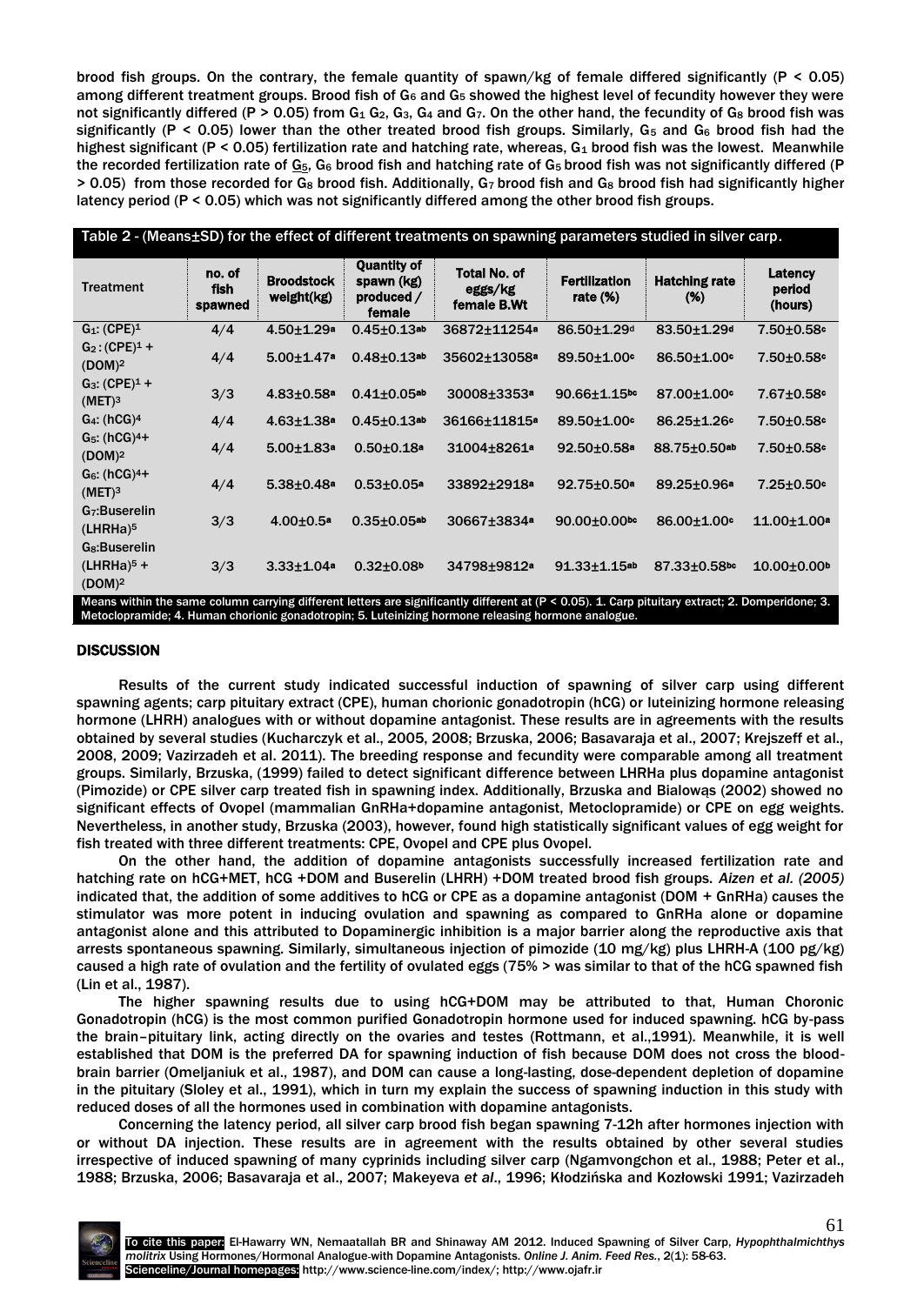brood fish groups. On the contrary, the female quantity of spawn/kg of female differed significantly ($P < 0.05$) among different treatment groups. Brood fish of $G_6$ and $G_5$ showed the highest level of fecundity however they were not significantly differed ($P > 0.05$) from $G_1$ $G_2$, $G_3$, $G_4$ and $G_7$. On the other hand, the fecundity of $G_8$ brood fish was significantly ($P < 0.05$) lower than the other treated brood fish groups. Similarly, $G_5$ and $G_6$ brood fish had the highest significant ($P < 0.05$) fertilization rate and hatching rate, whereas, $G_1$ brood fish was the lowest. Meanwhile the recorded fertilization rate of $G_5$, $G_6$ brood fish and hatching rate of $G_5$ brood fish was not significantly differed ($P > 0.05$) from those recorded for $G_8$ brood fish. Additionally, $G_7$ brood fish and $G_8$ brood fish had significantly higher latency period ($P < 0.05$) which was not significantly differed among the other brood fish groups.

**Table 2 - (Means±SD) for the effect of different treatments on spawning parameters studied in silver carp.**

| Treatment | no. of fish spawned | Broodstock weight(kg) | Quantity of spawn (kg) produced / female | Total No. of eggs/kg female B.Wt | Fertilization rate (%) | Hatching rate (%) | Latency period (hours) |
|---|---|---|---|---|---|---|---|
| $G_1$: (CPE)[1] | 4/4 | 4.50±1.29[a] | 0.45±0.13[ab] | 36872±11254[a] | 86.50±1.29[d] | 83.50±1.29[d] | 7.50±0.58[c] |
| $G_2$: (CPE)[1] + (DOM)[2] | 4/4 | 5.00±1.47[a] | 0.48±0.13[ab] | 35602±13058[a] | 89.50±1.00[c] | 86.50±1.00[c] | 7.50±0.58[c] |
| $G_3$: (CPE)[1] + (MET)[3] | 3/3 | 4.83±0.58[a] | 0.41±0.05[ab] | 30008±3353[a] | 90.66±1.15[bc] | 87.00±1.00[c] | 7.67±0.58[c] |
| $G_4$: (hCG)[4] | 4/4 | 4.63±1.38[a] | 0.45±0.13[ab] | 36166±11815[a] | 89.50±1.00[c] | 86.25±1.26[c] | 7.50±0.58[c] |
| $G_5$: (hCG)[4]+ (DOM)[2] | 4/4 | 5.00±1.83[a] | 0.50±0.18[a] | 31004±8261[a] | 92.50±0.58[a] | 88.75±0.50[ab] | 7.50±0.58[c] |
| $G_6$: (hCG)[4]+ (MET)[3] | 4/4 | 5.38±0.48[a] | 0.53±0.05[a] | 33892±2918[a] | 92.75±0.50[a] | 89.25±0.96[a] | 7.25±0.50[c] |
| $G_7$:Buserelin (LHRHa)[5] | 3/3 | 4.00±0.5[a] | 0.35±0.05[ab] | 30667±3834[a] | 90.00±0.00[bc] | 86.00±1.00[c] | 11.00±1.00[a] |
| $G_8$:Buserelin (LHRHa)[5] + (DOM)[2] | 3/3 | 3.33±1.04[a] | 0.32±0.08[b] | 34798±9812[a] | 91.33±1.15[ab] | 87.33±0.58[bc] | 10.00±0.00[b] |

Means within the same column carrying different letters are significantly different at ($P < 0.05$). 1. Carp pituitary extract; 2. Domperidone; 3. Metoclopramide; 4. Human chorionic gonadotropin; 5. Luteinizing hormone releasing hormone analogue.

## DISCUSSION

Results of the current study indicated successful induction of spawning of silver carp using different spawning agents; carp pituitary extract (CPE), human chorionic gonadotropin (hCG) or luteinizing hormone releasing hormone (LHRH) analogues with or without dopamine antagonist. These results are in agreements with the results obtained by several studies (Kucharczyk et al., 2005, 2008; Brzuska, 2006; Basavaraja et al., 2007; Krejszeff et al., 2008, 2009; Vazirzadeh et al. 2011). The breeding response and fecundity were comparable among all treatment groups. Similarly, Brzuska, (1999) failed to detect significant difference between LHRHa plus dopamine antagonist (Pimozide) or CPE silver carp treated fish in spawning index. Additionally, Brzuska and Białowąs (2002) showed no significant effects of Ovopel (mammalian GnRHa+dopamine antagonist, Metoclopramide) or CPE on egg weights. Nevertheless, in another study, Brzuska (2003), however, found high statistically significant values of egg weight for fish treated with three different treatments: CPE, Ovopel and CPE plus Ovopel.

On the other hand, the addition of dopamine antagonists successfully increased fertilization rate and hatching rate on hCG+MET, hCG +DOM and Buserelin (LHRH) +DOM treated brood fish groups. *Aizen et al. (2005)* indicated that, the addition of some additives to hCG or CPE as a dopamine antagonist (DOM + GnRHa) causes the stimulator was more potent in inducing ovulation and spawning as compared to GnRHa alone or dopamine antagonist alone and this attributed to Dopaminergic inhibition is a major barrier along the reproductive axis that arrests spontaneous spawning. Similarly, simultaneous injection of pimozide (10 mg/kg) plus LHRH-A (100 pg/kg) caused a high rate of ovulation and the fertility of ovulated eggs (75% > was similar to that of the hCG spawned fish (Lin et al., 1987).

The higher spawning results due to using hCG+DOM may be attributed to that, Human Choronic Gonadotropin (hCG) is the most common purified Gonadotropin hormone used for induced spawning. hCG by-pass the brain–pituitary link, acting directly on the ovaries and testes (Rottmann, et al.,1991). Meanwhile, it is well established that DOM is the preferred DA for spawning induction of fish because DOM does not cross the blood-brain barrier (Omeljaniuk et al., 1987), and DOM can cause a long-lasting, dose-dependent depletion of dopamine in the pituitary (Sloley et al., 1991), which in turn my explain the success of spawning induction in this study with reduced doses of all the hormones used in combination with dopamine antagonists.

Concerning the latency period, all silver carp brood fish began spawning 7-12h after hormones injection with or without DA injection. These results are in agreement with the results obtained by other several studies irrespective of induced spawning of many cyprinids including silver carp (Ngamvongchon et al., 1988; Peter et al., 1988; Brzuska, 2006; Basavaraja et al., 2007; Makeyeva *et al*., 1996; Kłodzińska and Kozłowski 1991; Vazirzadeh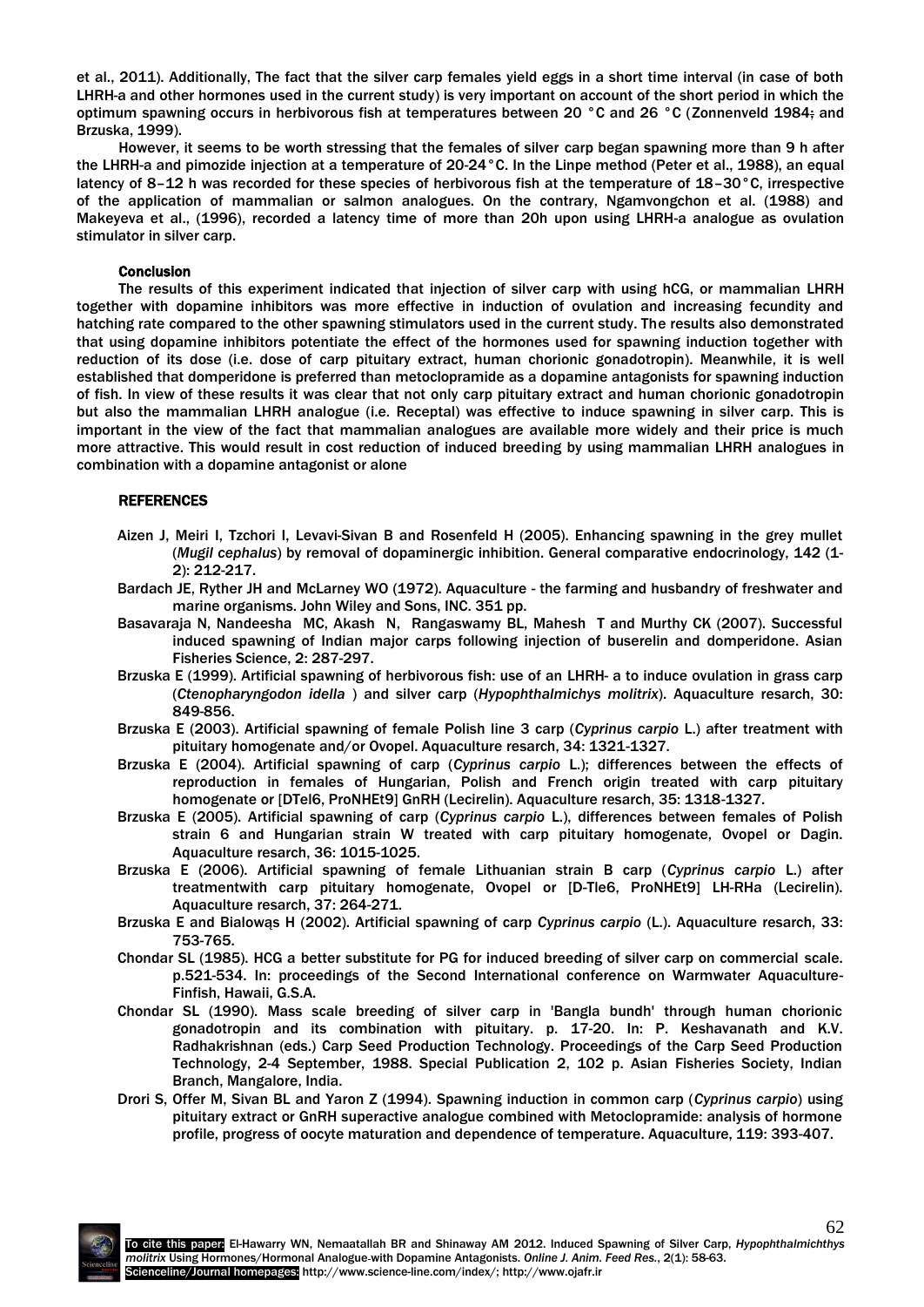et al., 2011). Additionally, The fact that the silver carp females yield eggs in a short time interval (in case of both LHRH-a and other hormones used in the current study) is very important on account of the short period in which the optimum spawning occurs in herbivorous fish at temperatures between 20 °C and 26 °C (Zonnenveld 1984; and Brzuska, 1999).

However, it seems to be worth stressing that the females of silver carp began spawning more than 9 h after the LHRH-a and pimozide injection at a temperature of 20-24°C. In the Linpe method (Peter et al., 1988), an equal latency of 8–12 h was recorded for these species of herbivorous fish at the temperature of 18–30°C, irrespective of the application of mammalian or salmon analogues. On the contrary, Ngamvongchon et al. (1988) and Makeyeva et al., (1996), recorded a latency time of more than 20h upon using LHRH-a analogue as ovulation stimulator in silver carp.

## Conclusion

The results of this experiment indicated that injection of silver carp with using hCG, or mammalian LHRH together with dopamine inhibitors was more effective in induction of ovulation and increasing fecundity and hatching rate compared to the other spawning stimulators used in the current study. The results also demonstrated that using dopamine inhibitors potentiate the effect of the hormones used for spawning induction together with reduction of its dose (i.e. dose of carp pituitary extract, human chorionic gonadotropin). Meanwhile, it is well established that domperidone is preferred than metoclopramide as a dopamine antagonists for spawning induction of fish. In view of these results it was clear that not only carp pituitary extract and human chorionic gonadotropin but also the mammalian LHRH analogue (i.e. Receptal) was effective to induce spawning in silver carp. This is important in the view of the fact that mammalian analogues are available more widely and their price is much more attractive. This would result in cost reduction of induced breeding by using mammalian LHRH analogues in combination with a dopamine antagonist or alone

## REFERENCES

Aizen J, Meiri I, Tzchori I, Levavi-Sivan B and Rosenfeld H (2005). Enhancing spawning in the grey mullet (*Mugil cephalus*) by removal of dopaminergic inhibition. General comparative endocrinology, 142 (1-2): 212-217.

Bardach JE, Ryther JH and McLarney WO (1972). Aquaculture - the farming and husbandry of freshwater and marine organisms. John Wiley and Sons, INC. 351 pp.

Basavaraja N, Nandeesha MC, Akash N, Rangaswamy BL, Mahesh T and Murthy CK (2007). Successful induced spawning of Indian major carps following injection of buserelin and domperidone. Asian Fisheries Science, 2: 287-297.

Brzuska E (1999). Artificial spawning of herbivorous fish: use of an LHRH- a to induce ovulation in grass carp (*Ctenopharyngodon idella* ) and silver carp (*Hypophthalmichys molitrix*). Aquaculture resarch, 30: 849-856.

Brzuska E (2003). Artificial spawning of female Polish line 3 carp (*Cyprinus carpio* L.) after treatment with pituitary homogenate and/or Ovopel. Aquaculture resarch, 34: 1321-1327.

Brzuska E (2004). Artificial spawning of carp (*Cyprinus carpio* L.); differences between the effects of reproduction in females of Hungarian, Polish and French origin treated with carp pituitary homogenate or [DTel6, ProNHEt9] GnRH (Lecirelin). Aquaculture resarch, 35: 1318-1327.

Brzuska E (2005). Artificial spawning of carp (*Cyprinus carpio* L.), differences between females of Polish strain 6 and Hungarian strain W treated with carp pituitary homogenate, Ovopel or Dagin. Aquaculture resarch, 36: 1015-1025.

Brzuska E (2006). Artificial spawning of female Lithuanian strain B carp (*Cyprinus carpio* L.) after treatmentwith carp pituitary homogenate, Ovopel or [D-Tle6, ProNHEt9] LH-RHa (Lecirelin). Aquaculture resarch, 37: 264-271.

Brzuska E and Bialowąs H (2002). Artificial spawning of carp *Cyprinus carpio* (L.). Aquaculture resarch, 33: 753-765.

Chondar SL (1985). HCG a better substitute for PG for induced breeding of silver carp on commercial scale. p.521-534. In: proceedings of the Second International conference on Warmwater Aquaculture-Finfish, Hawaii, G.S.A.

Chondar SL (1990). Mass scale breeding of silver carp in 'Bangla bundh' through human chorionic gonadotropin and its combination with pituitary. p. 17-20. In: P. Keshavanath and K.V. Radhakrishnan (eds.) Carp Seed Production Technology. Proceedings of the Carp Seed Production Technology, 2-4 September, 1988. Special Publication 2, 102 p. Asian Fisheries Society, Indian Branch, Mangalore, India.

Drori S, Offer M, Sivan BL and Yaron Z (1994). Spawning induction in common carp (*Cyprinus carpio*) using pituitary extract or GnRH superactive analogue combined with Metoclopramide: analysis of hormone profile, progress of oocyte maturation and dependence of temperature. Aquaculture, 119: 393-407.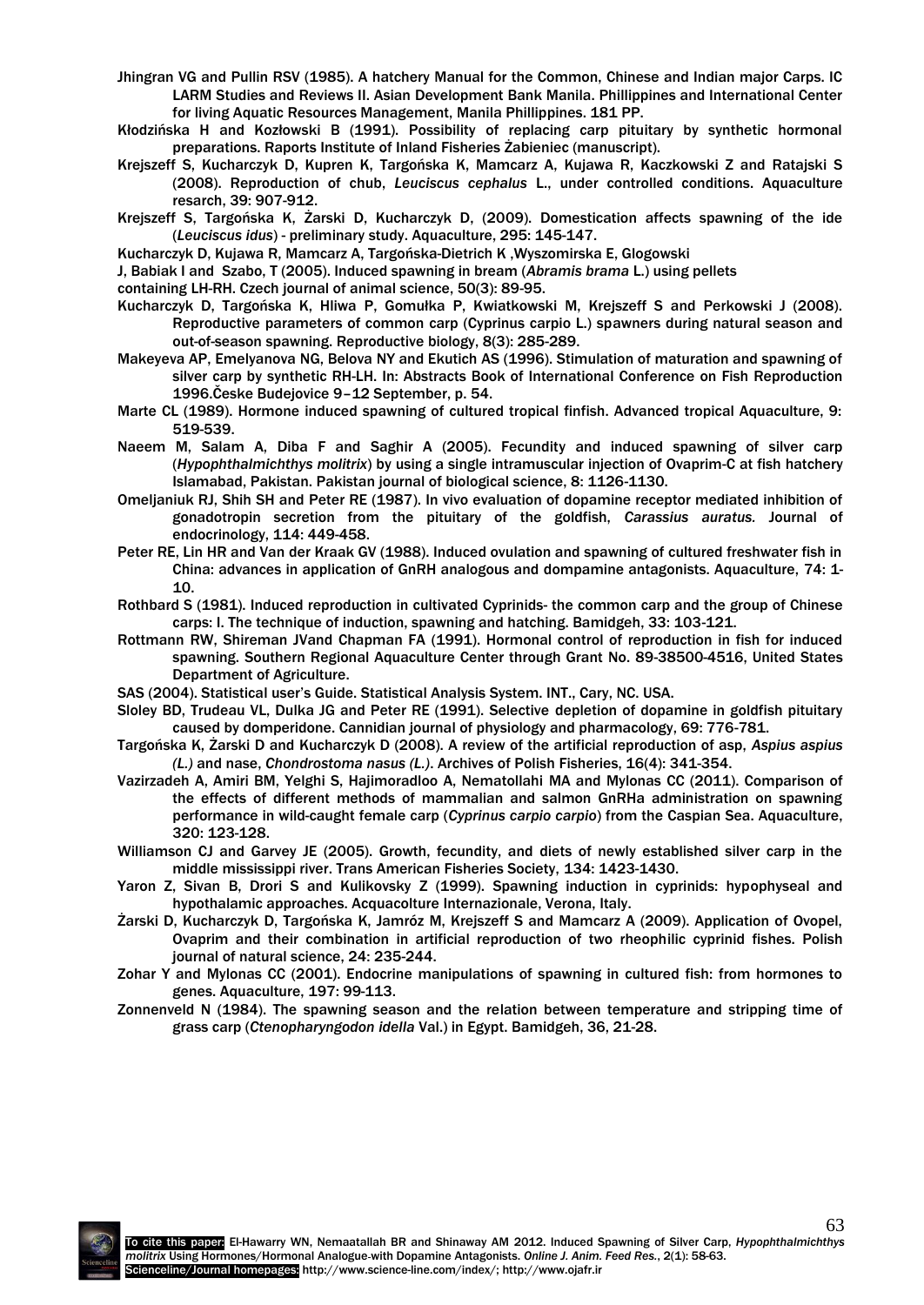Jhingran VG and Pullin RSV (1985). A hatchery Manual for the Common, Chinese and Indian major Carps. IC LARM Studies and Reviews II. Asian Development Bank Manila. Phillippines and International Center for living Aquatic Resources Management, Manila Phillippines. 181 PP.

Kłodzińska H and Kozłowski B (1991). Possibility of replacing carp pituitary by synthetic hormonal preparations. Raports Institute of Inland Fisheries Żabieniec (manuscript).

Krejszeff S, Kucharczyk D, Kupren K, Targońska K, Mamcarz A, Kujawa R, Kaczkowski Z and Ratajski S (2008). Reproduction of chub, *Leuciscus cephalus* L., under controlled conditions. Aquaculture resarch, 39: 907-912.

Krejszeff S, Targońska K, Żarski D, Kucharczyk D, (2009). Domestication affects spawning of the ide (*Leuciscus idus*) - preliminary study. Aquaculture, 295: 145-147.

Kucharczyk D, Kujawa R, Mamcarz A, Targońska-Dietrich K ,Wyszomirska E, Glogowski J, Babiak I and Szabo, T (2005). Induced spawning in bream (*Abramis brama* L.) using pellets containing LH-RH. Czech journal of animal science, 50(3): 89-95.

Kucharczyk D, Targońska K, Hliwa P, Gomułka P, Kwiatkowski M, Krejszeff S and Perkowski J (2008). Reproductive parameters of common carp (Cyprinus carpio L.) spawners during natural season and out-of-season spawning. Reproductive biology, 8(3): 285-289.

Makeyeva AP, Emelyanova NG, Belova NY and Ekutich AS (1996). Stimulation of maturation and spawning of silver carp by synthetic RH-LH. In: Abstracts Book of International Conference on Fish Reproduction 1996.Česke Budejovice 9–12 September, p. 54.

Marte CL (1989). Hormone induced spawning of cultured tropical finfish. Advanced tropical Aquaculture, 9: 519-539.

Naeem M, Salam A, Diba F and Saghir A (2005). Fecundity and induced spawning of silver carp (*Hypophthalmichthys molitrix*) by using a single intramuscular injection of Ovaprim-C at fish hatchery Islamabad, Pakistan. Pakistan journal of biological science, 8: 1126-1130.

Omeljaniuk RJ, Shih SH and Peter RE (1987). In vivo evaluation of dopamine receptor mediated inhibition of gonadotropin secretion from the pituitary of the goldfish, *Carassius auratus.* Journal of endocrinology, 114: 449-458.

Peter RE, Lin HR and Van der Kraak GV (1988). Induced ovulation and spawning of cultured freshwater fish in China: advances in application of GnRH analogous and dompamine antagonists. Aquaculture, 74: 1-10.

Rothbard S (1981). Induced reproduction in cultivated Cyprinids- the common carp and the group of Chinese carps: I. The technique of induction, spawning and hatching. Bamidgeh, 33: 103-121.

Rottmann RW, Shireman JVand Chapman FA (1991). Hormonal control of reproduction in fish for induced spawning. Southern Regional Aquaculture Center through Grant No. 89-38500-4516, United States Department of Agriculture.

SAS (2004). Statistical user's Guide. Statistical Analysis System. INT., Cary, NC. USA.

Sloley BD, Trudeau VL, Dulka JG and Peter RE (1991). Selective depletion of dopamine in goldfish pituitary caused by domperidone. Cannidian journal of physiology and pharmacology, 69: 776-781.

Targońska K, Żarski D and Kucharczyk D (2008). A review of the artificial reproduction of asp, *Aspius aspius (L.)* and nase, *Chondrostoma nasus (L.)*. Archives of Polish Fisheries, 16(4): 341-354.

Vazirzadeh A, Amiri BM, Yelghi S, Hajimoradloo A, Nematollahi MA and Mylonas CC (2011). Comparison of the effects of different methods of mammalian and salmon GnRHa administration on spawning performance in wild-caught female carp (*Cyprinus carpio carpio*) from the Caspian Sea. Aquaculture, 320: 123-128.

Williamson CJ and Garvey JE (2005). Growth, fecundity, and diets of newly established silver carp in the middle mississippi river. Trans American Fisheries Society, 134: 1423-1430.

Yaron Z, Sivan B, Drori S and Kulikovsky Z (1999). Spawning induction in cyprinids: hypophyseal and hypothalamic approaches. Acquacolture Internazionale, Verona, Italy.

Żarski D, Kucharczyk D, Targońska K, Jamróz M, Krejszeff S and Mamcarz A (2009). Application of Ovopel, Ovaprim and their combination in artificial reproduction of two rheophilic cyprinid fishes. Polish journal of natural science, 24: 235-244.

Zohar Y and Mylonas CC (2001). Endocrine manipulations of spawning in cultured fish: from hormones to genes. Aquaculture, 197: 99-113.

Zonnenveld N (1984). The spawning season and the relation between temperature and stripping time of grass carp (*Ctenopharyngodon idella* Val.) in Egypt. Bamidgeh, 36, 21-28.